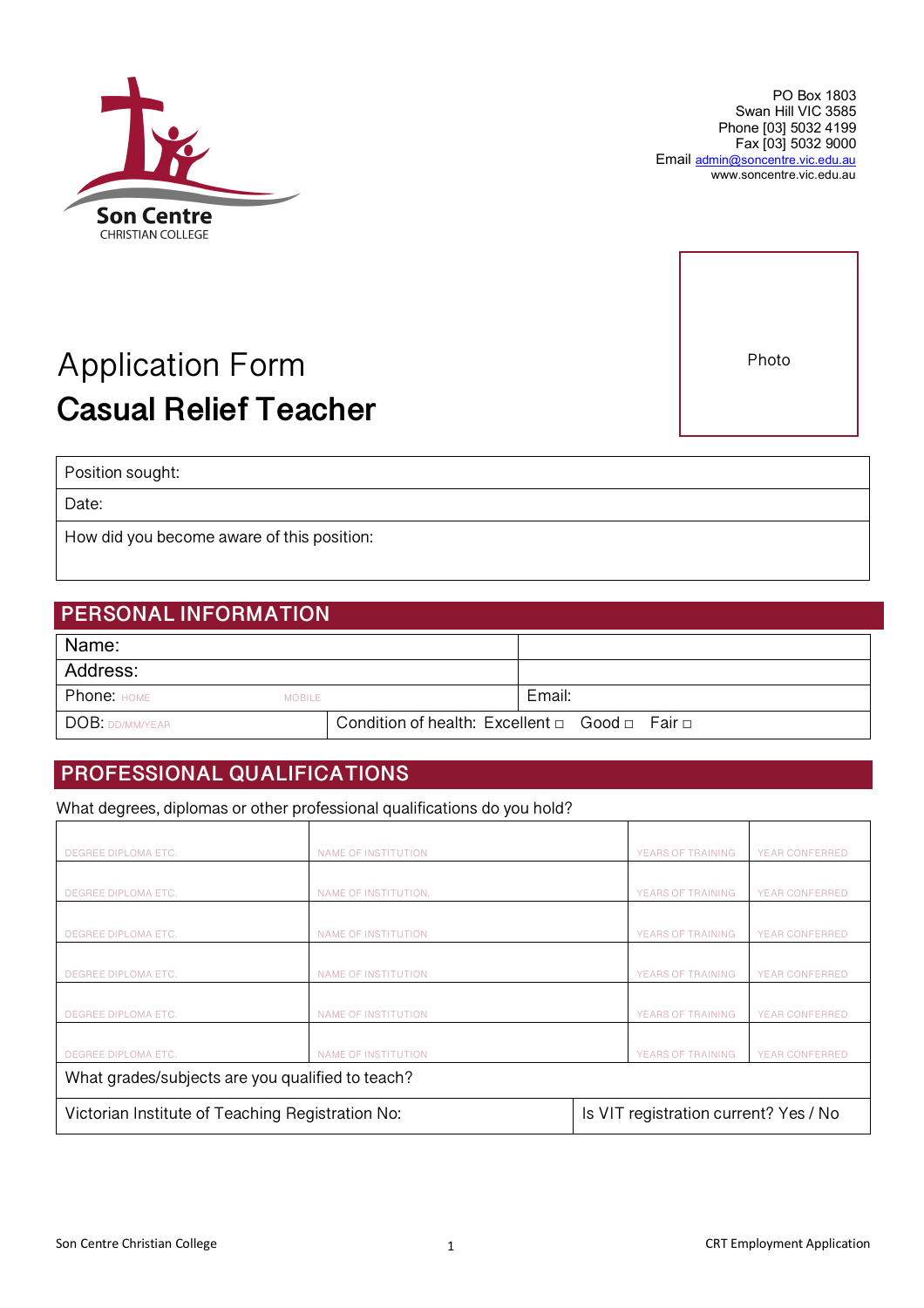Son Centre
CHRISTIAN COLLEGE

PO Box 1803
Swan Hill VIC 3585
Phone [03] 5032 4199
Fax [03] 5032 9000
Email admin@soncentre.vic.edu.au
www.soncentre.vic.edu.au

Photo

# Application Form
# **Casual Relief Teacher**

| Position sought: |
|---|
| Date: |
| How did you become aware of this position: |

## PERSONAL INFORMATION

| | | |
|---|---|---|
| Name: | | |
| Address: | | |
| Phone: HOME MOBILE | | Email: |
| DOB: DD/MM/YEAR | Condition of health: Excellent □ Good □ Fair □ | |

## PROFESSIONAL QUALIFICATIONS

What degrees, diplomas or other professional qualifications do you hold?

| | | | |
|---|---|---|---|
| DEGREE DIPLOMA ETC. | NAME OF INSTITUTION | YEARS OF TRAINING | YEAR CONFERRED |
| DEGREE DIPLOMA ETC. | NAME OF INSTITUTION. | YEARS OF TRAINING | YEAR CONFERRED |
| DEGREE DIPLOMA ETC. | NAME OF INSTITUTION | YEARS OF TRAINING | YEAR CONFERRED |
| DEGREE DIPLOMA ETC. | NAME OF INSTITUTION | YEARS OF TRAINING | YEAR CONFERRED |
| DEGREE DIPLOMA ETC. | NAME OF INSTITUTION | YEARS OF TRAINING | YEAR CONFERRED |
| DEGREE DIPLOMA ETC. | NAME OF INSTITUTION | YEARS OF TRAINING | YEAR CONFERRED |
| What grades/subjects are you qualified to teach? | | | |
| Victorian Institute of Teaching Registration No: | | Is VIT registration current? Yes / No | |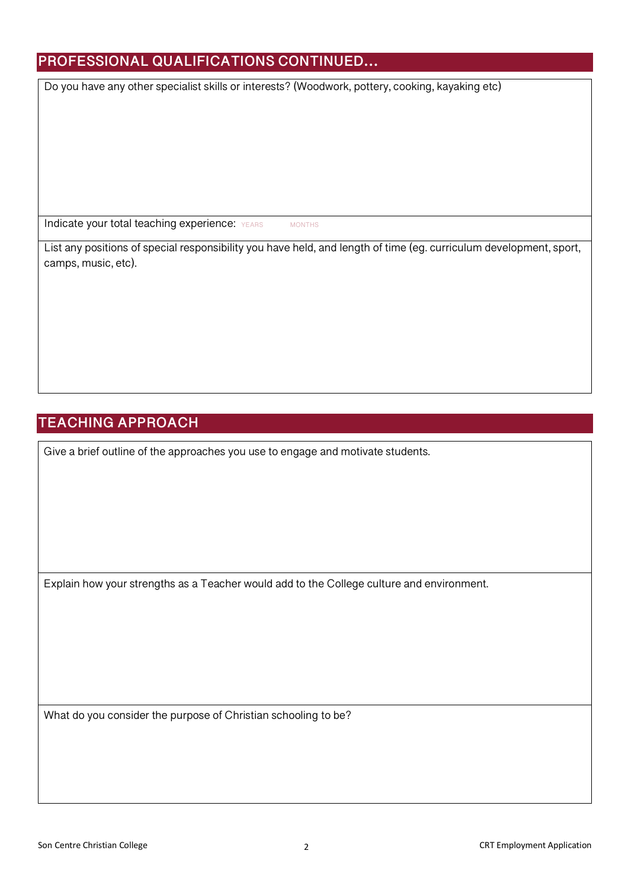## PROFESSIONAL QUALIFICATIONS CONTINUED…

Do you have any other specialist skills or interests? (Woodwork, pottery, cooking, kayaking etc)

Indicate your total teaching experience: YEARS MONTHS

List any positions of special responsibility you have held, and length of time (eg. curriculum development, sport, camps, music, etc).

## TEACHING APPROACH

Give a brief outline of the approaches you use to engage and motivate students.

Explain how your strengths as a Teacher would add to the College culture and environment.

What do you consider the purpose of Christian schooling to be?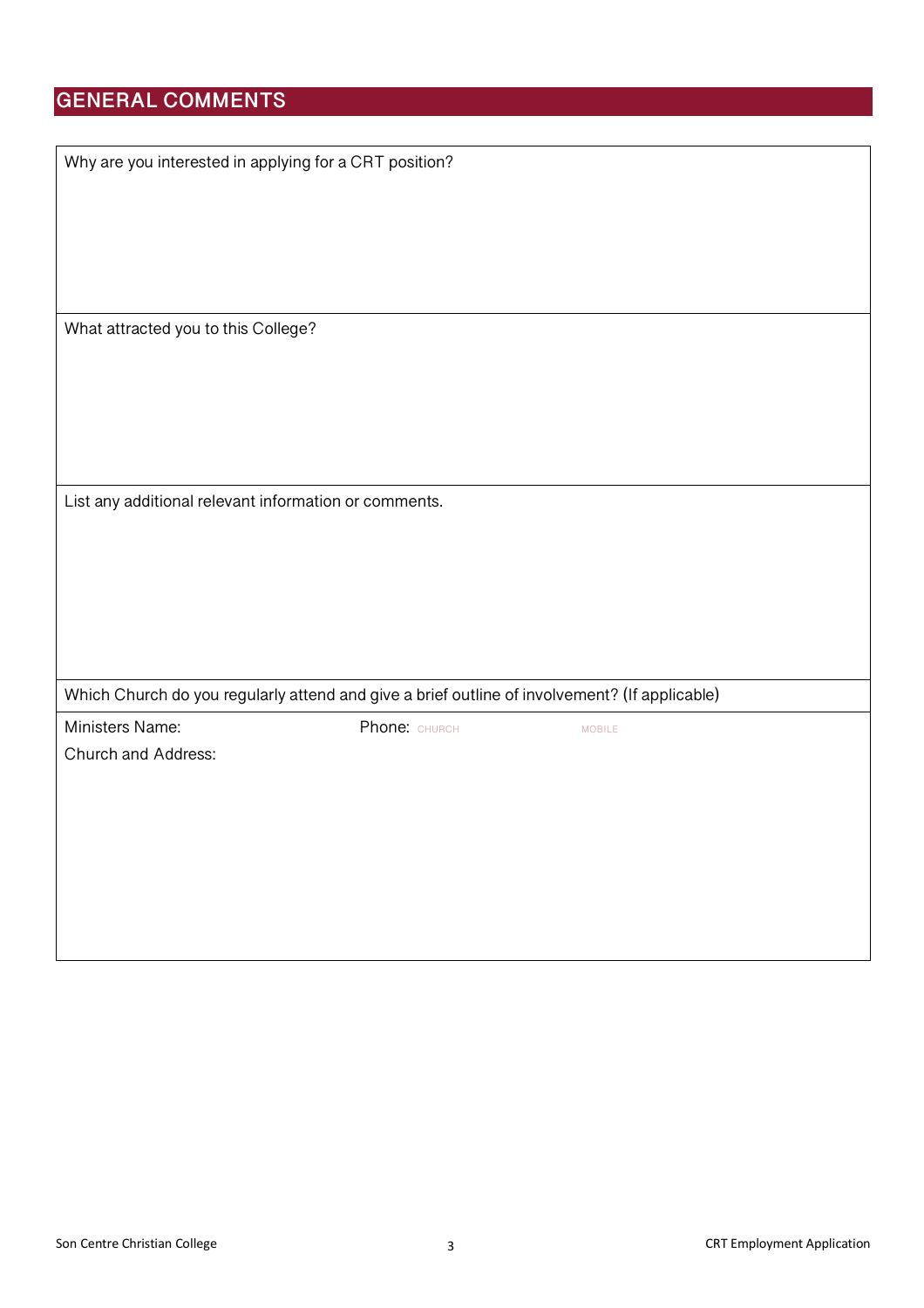## GENERAL COMMENTS

Why are you interested in applying for a CRT position?

What attracted you to this College?

List any additional relevant information or comments.

Which Church do you regularly attend and give a brief outline of involvement? (If applicable)

Ministers Name: Phone: CHURCH MOBILE

Church and Address: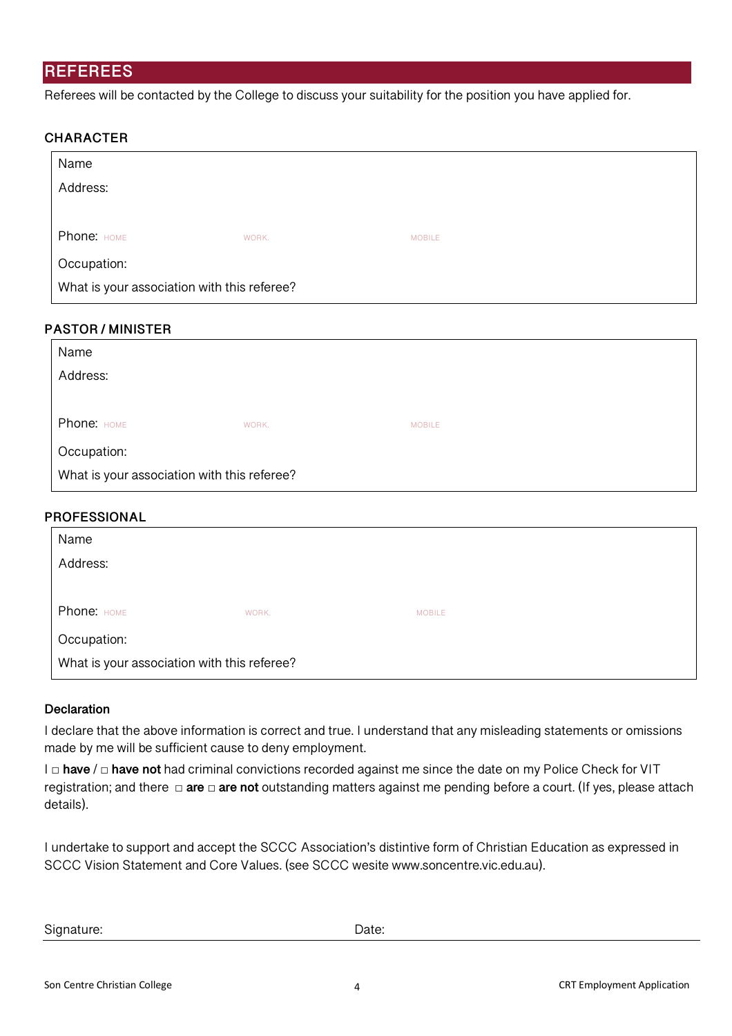## REFEREES

Referees will be contacted by the College to discuss your suitability for the position you have applied for.

### CHARACTER

Name

Address:

Phone: HOME WORK. MOBILE

Occupation:

What is your association with this referee?

### PASTOR / MINISTER

Name

Address:

Phone: HOME WORK. MOBILE

Occupation:

What is your association with this referee?

### PROFESSIONAL

Name

Address:

Phone: HOME WORK. MOBILE

Occupation:

What is your association with this referee?

### Declaration

I declare that the above information is correct and true. I understand that any misleading statements or omissions made by me will be sufficient cause to deny employment.

I □ **have** / □ **have not** had criminal convictions recorded against me since the date on my Police Check for VIT registration; and there □ **are** □ **are not** outstanding matters against me pending before a court. (If yes, please attach details).

I undertake to support and accept the SCCC Association's distintive form of Christian Education as expressed in SCCC Vision Statement and Core Values. (see SCCC wesite www.soncentre.vic.edu.au).

Signature: Date: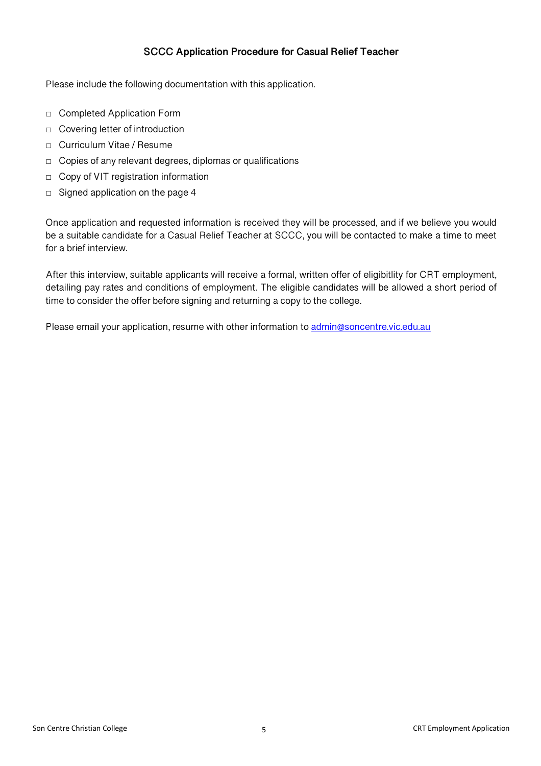## SCCC Application Procedure for Casual Relief Teacher

Please include the following documentation with this application.

- □ Completed Application Form
- □ Covering letter of introduction
- □ Curriculum Vitae / Resume
- □ Copies of any relevant degrees, diplomas or qualifications
- □ Copy of VIT registration information
- □ Signed application on the page 4

Once application and requested information is received they will be processed, and if we believe you would be a suitable candidate for a Casual Relief Teacher at SCCC, you will be contacted to make a time to meet for a brief interview.

After this interview, suitable applicants will receive a formal, written offer of eligibitlity for CRT employment, detailing pay rates and conditions of employment. The eligible candidates will be allowed a short period of time to consider the offer before signing and returning a copy to the college.

Please email your application, resume with other information to admin@soncentre.vic.edu.au